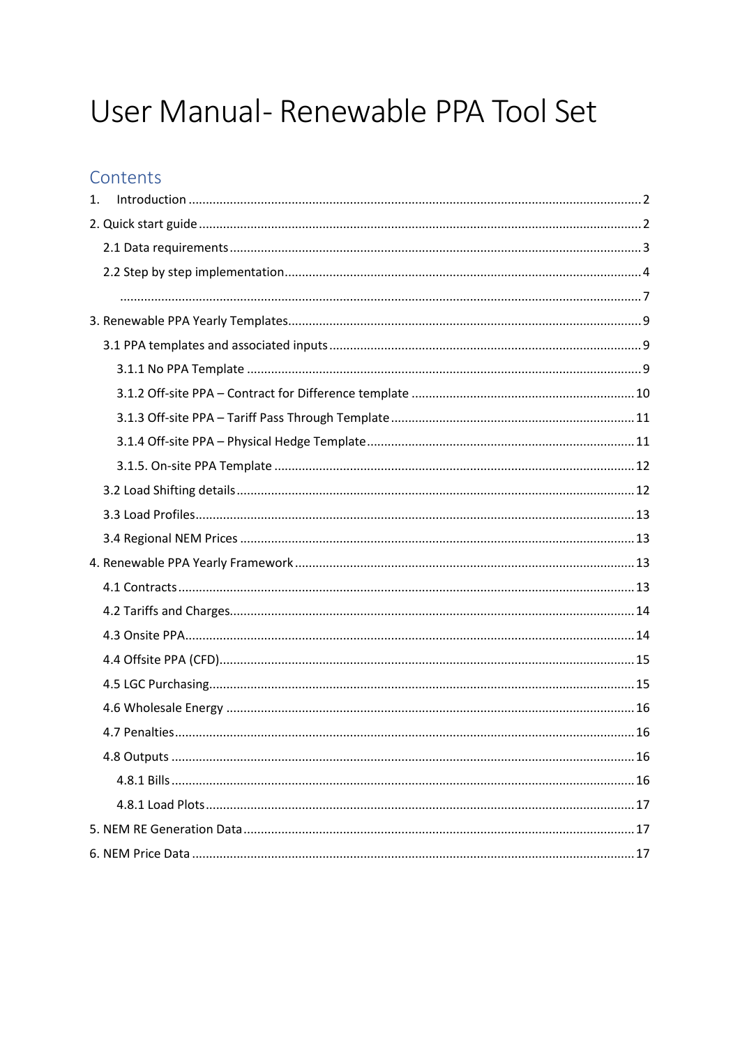# User Manual- Renewable PPA Tool Set

## Contents

1. Introduction ..... 2

2. Quick start guide ..... 2

   2.1 Data requirements ..... 3

   2.2 Step by step implementation ..... 4

   ..... 7

3. Renewable PPA Yearly Templates ..... 9

   3.1 PPA templates and associated inputs ..... 9

      3.1.1 No PPA Template ..... 9

      3.1.2 Off-site PPA – Contract for Difference template ..... 10

      3.1.3 Off-site PPA – Tariff Pass Through Template ..... 11

      3.1.4 Off-site PPA – Physical Hedge Template ..... 11

      3.1.5. On-site PPA Template ..... 12

   3.2 Load Shifting details ..... 12

   3.3 Load Profiles ..... 13

   3.4 Regional NEM Prices ..... 13

4. Renewable PPA Yearly Framework ..... 13

   4.1 Contracts ..... 13

   4.2 Tariffs and Charges ..... 14

   4.3 Onsite PPA ..... 14

   4.4 Offsite PPA (CFD) ..... 15

   4.5 LGC Purchasing ..... 15

   4.6 Wholesale Energy ..... 16

   4.7 Penalties ..... 16

   4.8 Outputs ..... 16

      4.8.1 Bills ..... 16

      4.8.1 Load Plots ..... 17

5. NEM RE Generation Data ..... 17

6. NEM Price Data ..... 17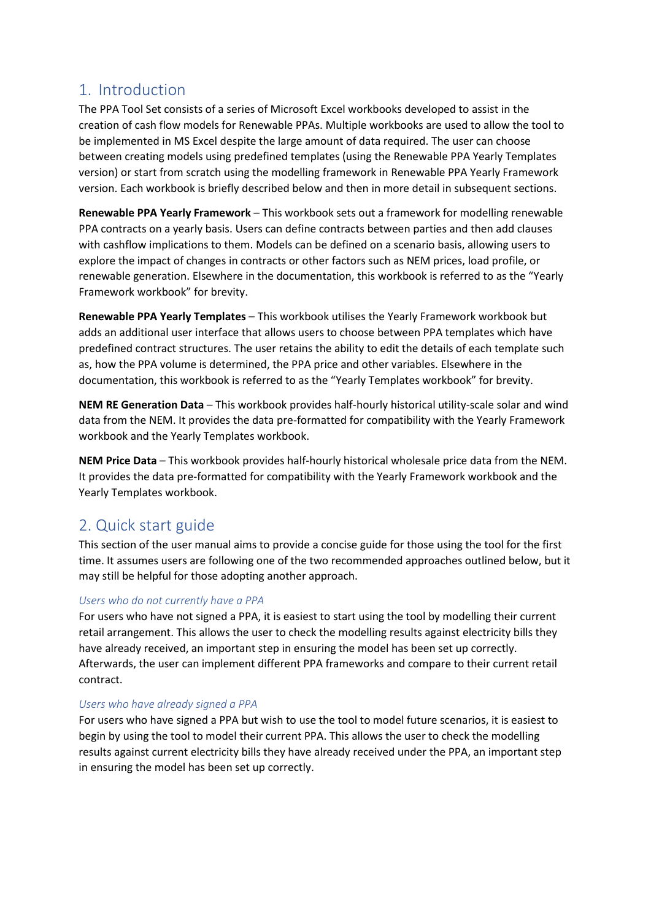## 1. Introduction

The PPA Tool Set consists of a series of Microsoft Excel workbooks developed to assist in the creation of cash flow models for Renewable PPAs. Multiple workbooks are used to allow the tool to be implemented in MS Excel despite the large amount of data required. The user can choose between creating models using predefined templates (using the Renewable PPA Yearly Templates version) or start from scratch using the modelling framework in Renewable PPA Yearly Framework version. Each workbook is briefly described below and then in more detail in subsequent sections.

**Renewable PPA Yearly Framework** – This workbook sets out a framework for modelling renewable PPA contracts on a yearly basis. Users can define contracts between parties and then add clauses with cashflow implications to them. Models can be defined on a scenario basis, allowing users to explore the impact of changes in contracts or other factors such as NEM prices, load profile, or renewable generation. Elsewhere in the documentation, this workbook is referred to as the "Yearly Framework workbook" for brevity.

**Renewable PPA Yearly Templates** – This workbook utilises the Yearly Framework workbook but adds an additional user interface that allows users to choose between PPA templates which have predefined contract structures. The user retains the ability to edit the details of each template such as, how the PPA volume is determined, the PPA price and other variables. Elsewhere in the documentation, this workbook is referred to as the "Yearly Templates workbook" for brevity.

**NEM RE Generation Data** – This workbook provides half-hourly historical utility-scale solar and wind data from the NEM. It provides the data pre-formatted for compatibility with the Yearly Framework workbook and the Yearly Templates workbook.

**NEM Price Data** – This workbook provides half-hourly historical wholesale price data from the NEM. It provides the data pre-formatted for compatibility with the Yearly Framework workbook and the Yearly Templates workbook.

## 2. Quick start guide

This section of the user manual aims to provide a concise guide for those using the tool for the first time. It assumes users are following one of the two recommended approaches outlined below, but it may still be helpful for those adopting another approach.

### *Users who do not currently have a PPA*

For users who have not signed a PPA, it is easiest to start using the tool by modelling their current retail arrangement. This allows the user to check the modelling results against electricity bills they have already received, an important step in ensuring the model has been set up correctly. Afterwards, the user can implement different PPA frameworks and compare to their current retail contract.

### *Users who have already signed a PPA*

For users who have signed a PPA but wish to use the tool to model future scenarios, it is easiest to begin by using the tool to model their current PPA. This allows the user to check the modelling results against current electricity bills they have already received under the PPA, an important step in ensuring the model has been set up correctly.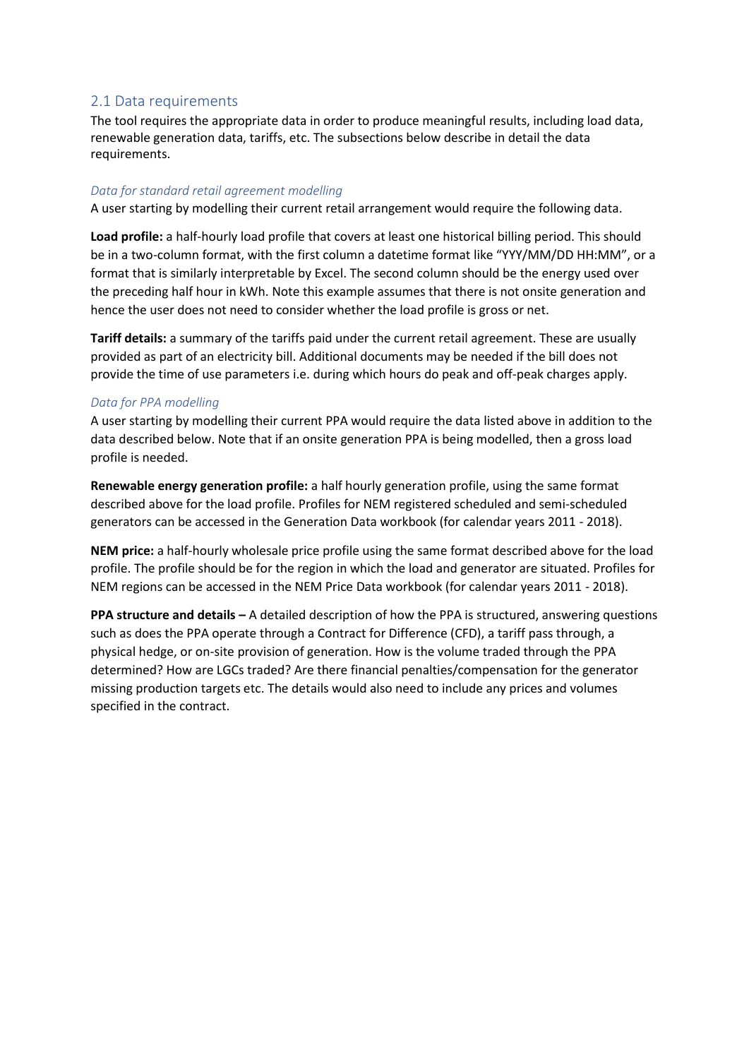## 2.1 Data requirements

The tool requires the appropriate data in order to produce meaningful results, including load data, renewable generation data, tariffs, etc. The subsections below describe in detail the data requirements.

*Data for standard retail agreement modelling*

A user starting by modelling their current retail arrangement would require the following data.

**Load profile:** a half-hourly load profile that covers at least one historical billing period. This should be in a two-column format, with the first column a datetime format like "YYY/MM/DD HH:MM", or a format that is similarly interpretable by Excel. The second column should be the energy used over the preceding half hour in kWh. Note this example assumes that there is not onsite generation and hence the user does not need to consider whether the load profile is gross or net.

**Tariff details:** a summary of the tariffs paid under the current retail agreement. These are usually provided as part of an electricity bill. Additional documents may be needed if the bill does not provide the time of use parameters i.e. during which hours do peak and off-peak charges apply.

*Data for PPA modelling*

A user starting by modelling their current PPA would require the data listed above in addition to the data described below. Note that if an onsite generation PPA is being modelled, then a gross load profile is needed.

**Renewable energy generation profile:** a half hourly generation profile, using the same format described above for the load profile. Profiles for NEM registered scheduled and semi-scheduled generators can be accessed in the Generation Data workbook (for calendar years 2011 - 2018).

**NEM price:** a half-hourly wholesale price profile using the same format described above for the load profile. The profile should be for the region in which the load and generator are situated. Profiles for NEM regions can be accessed in the NEM Price Data workbook (for calendar years 2011 - 2018).

**PPA structure and details –** A detailed description of how the PPA is structured, answering questions such as does the PPA operate through a Contract for Difference (CFD), a tariff pass through, a physical hedge, or on-site provision of generation. How is the volume traded through the PPA determined? How are LGCs traded? Are there financial penalties/compensation for the generator missing production targets etc. The details would also need to include any prices and volumes specified in the contract.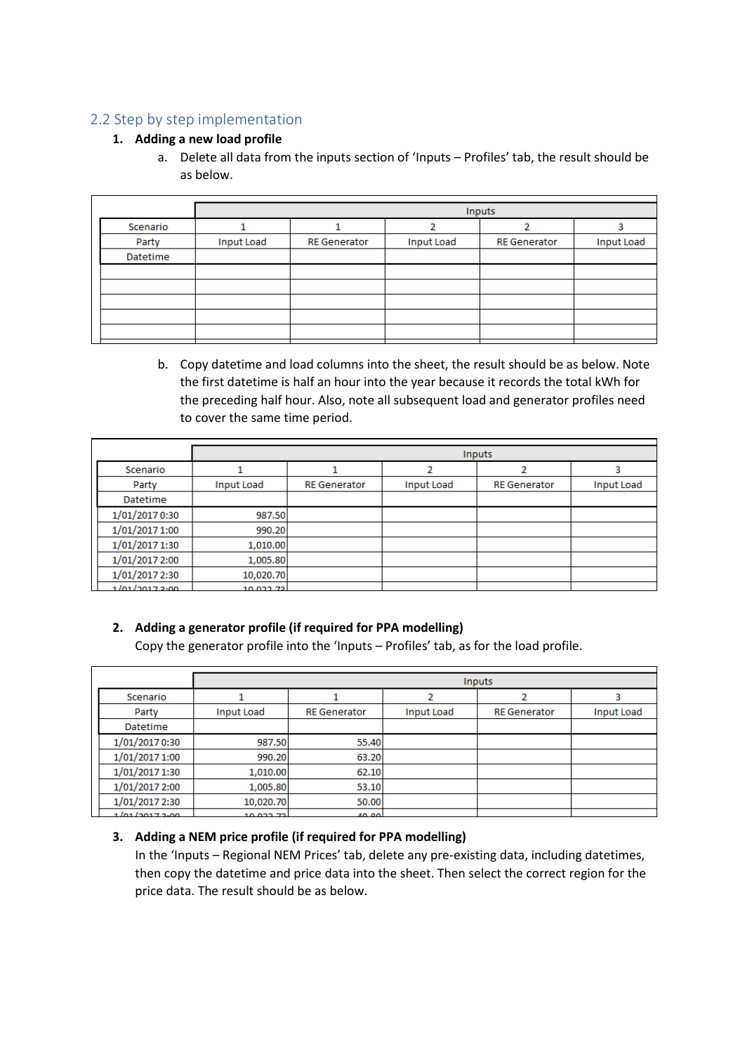## 2.2 Step by step implementation

1. **Adding a new load profile**

   a. Delete all data from the inputs section of 'Inputs – Profiles' tab, the result should be as below.

| | Inputs | | | | |
|---|---|---|---|---|---|
| Scenario | 1 | 1 | 2 | 2 | 3 |
| Party | Input Load | RE Generator | Input Load | RE Generator | Input Load |
| Datetime | | | | | |
| | | | | | |
| | | | | | |
| | | | | | |
| | | | | | |
| | | | | | |

   b. Copy datetime and load columns into the sheet, the result should be as below. Note the first datetime is half an hour into the year because it records the total kWh for the preceding half hour. Also, note all subsequent load and generator profiles need to cover the same time period.

| | Inputs | | | | |
|---|---|---|---|---|---|
| Scenario | 1 | 1 | 2 | 2 | 3 |
| Party | Input Load | RE Generator | Input Load | RE Generator | Input Load |
| Datetime | | | | | |
| 1/01/2017 0:30 | 987.50 | | | | |
| 1/01/2017 1:00 | 990.20 | | | | |
| 1/01/2017 1:30 | 1,010.00 | | | | |
| 1/01/2017 2:00 | 1,005.80 | | | | |
| 1/01/2017 2:30 | 10,020.70 | | | | |
| 1/01/2017 3:00 | 10,022.73 | | | | |

2. **Adding a generator profile (if required for PPA modelling)**
   Copy the generator profile into the 'Inputs – Profiles' tab, as for the load profile.

| | Inputs | | | | |
|---|---|---|---|---|---|
| Scenario | 1 | 1 | 2 | 2 | 3 |
| Party | Input Load | RE Generator | Input Load | RE Generator | Input Load |
| Datetime | | | | | |
| 1/01/2017 0:30 | 987.50 | 55.40 | | | |
| 1/01/2017 1:00 | 990.20 | 63.20 | | | |
| 1/01/2017 1:30 | 1,010.00 | 62.10 | | | |
| 1/01/2017 2:00 | 1,005.80 | 53.10 | | | |
| 1/01/2017 2:30 | 10,020.70 | 50.00 | | | |
| 1/01/2017 3:00 | 10,022.73 | 49.80 | | | |

3. **Adding a NEM price profile (if required for PPA modelling)**
   In the 'Inputs – Regional NEM Prices' tab, delete any pre-existing data, including datetimes, then copy the datetime and price data into the sheet. Then select the correct region for the price data. The result should be as below.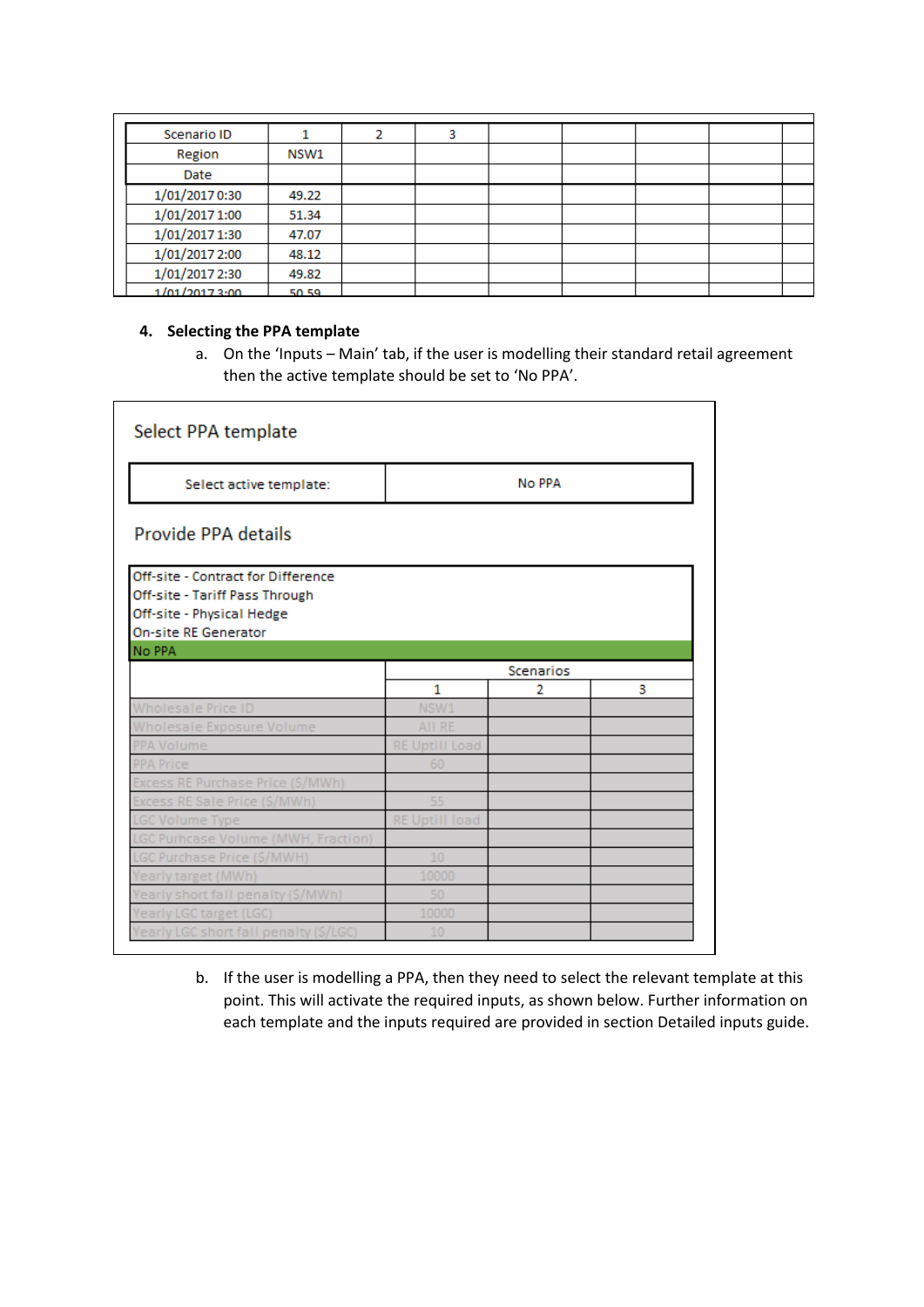| Scenario ID | 1 | 2 | 3 | | | | | |
|---|---|---|---|---|---|---|---|---|
| Region | NSW1 | | | | | | | |
| Date | | | | | | | | |
| 1/01/2017 0:30 | 49.22 | | | | | | | |
| 1/01/2017 1:00 | 51.34 | | | | | | | |
| 1/01/2017 1:30 | 47.07 | | | | | | | |
| 1/01/2017 2:00 | 48.12 | | | | | | | |
| 1/01/2017 2:30 | 49.82 | | | | | | | |
| 1/01/2017 3:00 | 50.59 | | | | | | | |

4. **Selecting the PPA template**

   a. On the 'Inputs – Main' tab, if the user is modelling their standard retail agreement then the active template should be set to 'No PPA'.

Select PPA template

| Select active template: | No PPA |
|---|---|

Provide PPA details

Off-site - Contract for Difference
Off-site - Tariff Pass Through
Off-site - Physical Hedge
On-site RE Generator
No PPA

| | Scenarios | | |
|---|---|---|---|
| | 1 | 2 | 3 |
| Wholesale Price ID | NSW1 | | |
| Wholesale Exposure Volume | All RE | | |
| PPA Volume | RE Uptill Load | | |
| PPA Price | 60 | | |
| Excess RE Purchase Price ($/MWh) | | | |
| Excess RE Sale Price ($/MWh) | 55 | | |
| LGC Volume Type | RE Uptill load | | |
| LGC Purhcase Volume (MWH, Fraction) | | | |
| LGC Purchase Price ($/MWH) | 10 | | |
| Yearly target (MWh) | 10000 | | |
| Yearly short fall penalty ($/MWh) | 50 | | |
| Yearly LGC target (LGC) | 10000 | | |
| Yearly LGC short fall penalty ($/LGC) | 10 | | |

   b. If the user is modelling a PPA, then they need to select the relevant template at this point. This will activate the required inputs, as shown below. Further information on each template and the inputs required are provided in section Detailed inputs guide.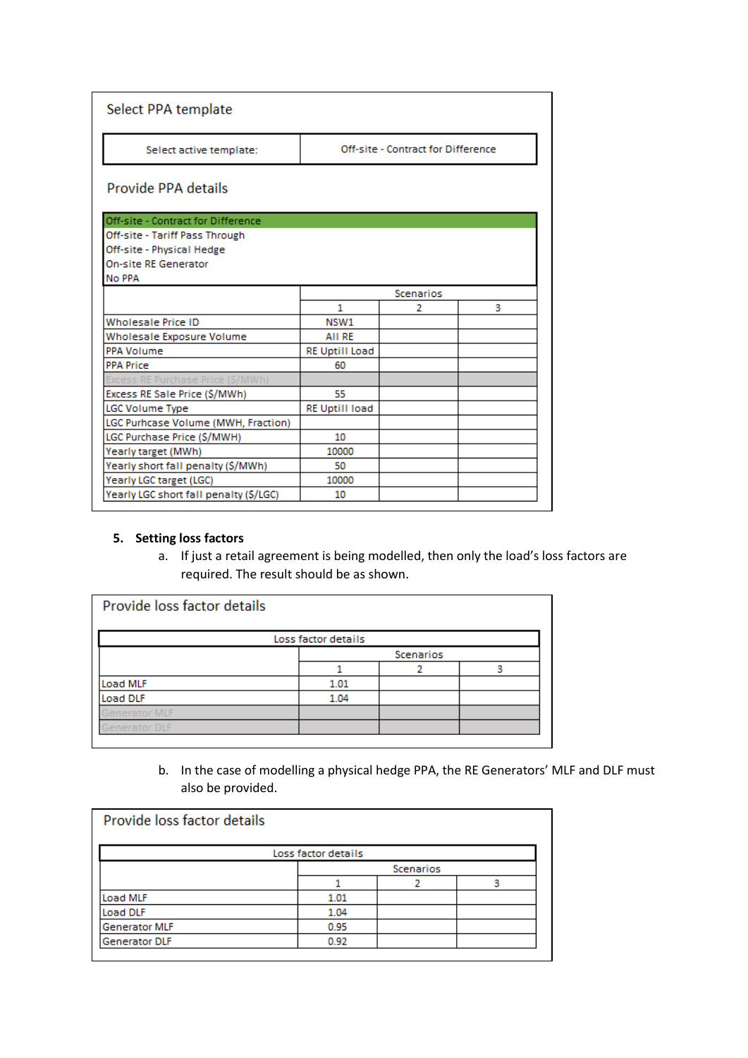## Select PPA template

| Select active template: | Off-site - Contract for Difference |
|---|---|

## Provide PPA details

- Off-site - Contract for Difference
- Off-site - Tariff Pass Through
- Off-site - Physical Hedge
- On-site RE Generator
- No PPA

| | Scenarios | | |
|---|---|---|---|
| | 1 | 2 | 3 |
| Wholesale Price ID | NSW1 | | |
| Wholesale Exposure Volume | All RE | | |
| PPA Volume | RE Uptill Load | | |
| PPA Price | 60 | | |
| Excess RE Purchase Price ($/MWh) | | | |
| Excess RE Sale Price ($/MWh) | 55 | | |
| LGC Volume Type | RE Uptill load | | |
| LGC Purhcase Volume (MWH, Fraction) | | | |
| LGC Purchase Price ($/MWH) | 10 | | |
| Yearly target (MWh) | 10000 | | |
| Yearly short fall penalty ($/MWh) | 50 | | |
| Yearly LGC target (LGC) | 10000 | | |
| Yearly LGC short fall penalty ($/LGC) | 10 | | |

5. **Setting loss factors**
   a. If just a retail agreement is being modelled, then only the load's loss factors are required. The result should be as shown.

## Provide loss factor details

| Loss factor details | | | |
|---|---|---|---|
| | Scenarios | | |
| | 1 | 2 | 3 |
| Load MLF | 1.01 | | |
| Load DLF | 1.04 | | |
| Generator MLF | | | |
| Generator DLF | | | |

   b. In the case of modelling a physical hedge PPA, the RE Generators' MLF and DLF must also be provided.

## Provide loss factor details

| Loss factor details | | | |
|---|---|---|---|
| | Scenarios | | |
| | 1 | 2 | 3 |
| Load MLF | 1.01 | | |
| Load DLF | 1.04 | | |
| Generator MLF | 0.95 | | |
| Generator DLF | 0.92 | | |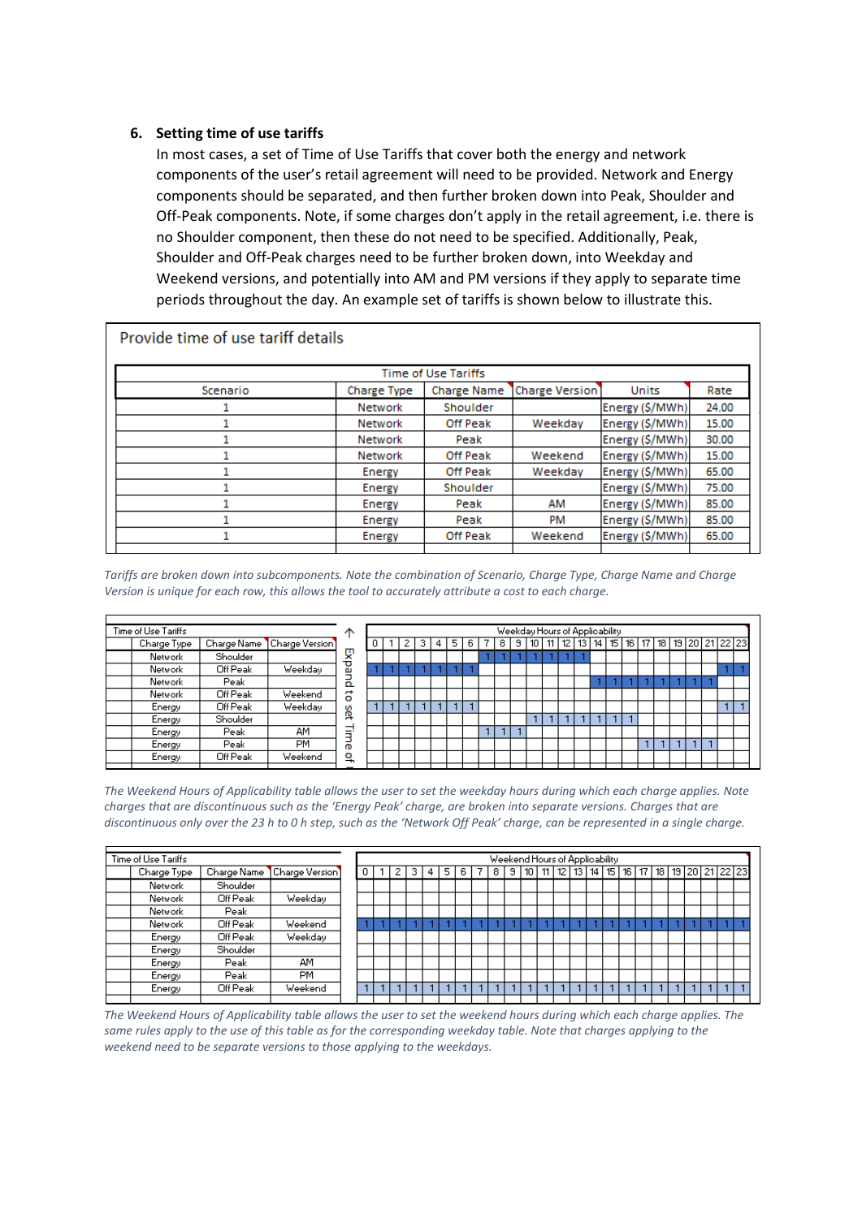## 6. Setting time of use tariffs

In most cases, a set of Time of Use Tariffs that cover both the energy and network components of the user's retail agreement will need to be provided. Network and Energy components should be separated, and then further broken down into Peak, Shoulder and Off-Peak components. Note, if some charges don't apply in the retail agreement, i.e. there is no Shoulder component, then these do not need to be specified. Additionally, Peak, Shoulder and Off-Peak charges need to be further broken down, into Weekday and Weekend versions, and potentially into AM and PM versions if they apply to separate time periods throughout the day. An example set of tariffs is shown below to illustrate this.

**Provide time of use tariff details**

| Time of Use Tariffs | | | | | |
|---|---|---|---|---|---|
| Scenario | Charge Type | Charge Name | Charge Version | Units | Rate |
| 1 | Network | Shoulder | | Energy ($/MWh) | 24.00 |
| 1 | Network | Off Peak | Weekday | Energy ($/MWh) | 15.00 |
| 1 | Network | Peak | | Energy ($/MWh) | 30.00 |
| 1 | Network | Off Peak | Weekend | Energy ($/MWh) | 15.00 |
| 1 | Energy | Off Peak | Weekday | Energy ($/MWh) | 65.00 |
| 1 | Energy | Shoulder | | Energy ($/MWh) | 75.00 |
| 1 | Energy | Peak | AM | Energy ($/MWh) | 85.00 |
| 1 | Energy | Peak | PM | Energy ($/MWh) | 85.00 |
| 1 | Energy | Off Peak | Weekend | Energy ($/MWh) | 65.00 |

*Tariffs are broken down into subcomponents. Note the combination of Scenario, Charge Type, Charge Name and Charge Version is unique for each row, this allows the tool to accurately attribute a cost to each charge.*

| Time of Use Tariffs | | | Weekday Hours of Applicability | | | | | | | | | | | | | | | | | | | | | | | |
|---|---|---|---|---|---|---|---|---|---|---|---|---|---|---|---|---|---|---|---|---|---|---|---|---|---|---|
| Charge Type | Charge Name | Charge Version | 0 | 1 | 2 | 3 | 4 | 5 | 6 | 7 | 8 | 9 | 10 | 11 | 12 | 13 | 14 | 15 | 16 | 17 | 18 | 19 | 20 | 21 | 22 | 23 |
| Network | Shoulder | | | | | | | | | 1 | 1 | 1 | 1 | 1 | 1 | 1 | | | | | | | | | | |
| Network | Off Peak | Weekday | 1 | 1 | 1 | 1 | 1 | 1 | 1 | | | | | | | | | | | | | | | | 1 | 1 |
| Network | Peak | | | | | | | | | | | | | | | | 1 | 1 | 1 | 1 | 1 | 1 | 1 | 1 | | |
| Network | Off Peak | Weekend | | | | | | | | | | | | | | | | | | | | | | | | |
| Energy | Off Peak | Weekday | 1 | 1 | 1 | 1 | 1 | 1 | 1 | | | | | | | | | | | | | | | | 1 | 1 |
| Energy | Shoulder | | | | | | | | | | | | 1 | 1 | 1 | 1 | 1 | 1 | 1 | | | | | | | |
| Energy | Peak | AM | | | | | | | | 1 | 1 | 1 | | | | | | | | | | | | | | |
| Energy | Peak | PM | | | | | | | | | | | | | | | | | | 1 | 1 | 1 | 1 | 1 | | |
| Energy | Off Peak | Weekend | | | | | | | | | | | | | | | | | | | | | | | | |

*The Weekend Hours of Applicability table allows the user to set the weekday hours during which each charge applies. Note charges that are discontinuous such as the 'Energy Peak' charge, are broken into separate versions. Charges that are discontinuous only over the 23 h to 0 h step, such as the 'Network Off Peak' charge, can be represented in a single charge.*

| Time of Use Tariffs | | | Weekend Hours of Applicability | | | | | | | | | | | | | | | | | | | | | | | |
|---|---|---|---|---|---|---|---|---|---|---|---|---|---|---|---|---|---|---|---|---|---|---|---|---|---|---|
| Charge Type | Charge Name | Charge Version | 0 | 1 | 2 | 3 | 4 | 5 | 6 | 7 | 8 | 9 | 10 | 11 | 12 | 13 | 14 | 15 | 16 | 17 | 18 | 19 | 20 | 21 | 22 | 23 |
| Network | Shoulder | | | | | | | | | | | | | | | | | | | | | | | | | |
| Network | Off Peak | Weekday | | | | | | | | | | | | | | | | | | | | | | | | |
| Network | Peak | | | | | | | | | | | | | | | | | | | | | | | | | |
| Network | Off Peak | Weekend | 1 | 1 | 1 | 1 | 1 | 1 | 1 | 1 | 1 | 1 | 1 | 1 | 1 | 1 | 1 | 1 | 1 | 1 | 1 | 1 | 1 | 1 | 1 | 1 |
| Energy | Off Peak | Weekday | | | | | | | | | | | | | | | | | | | | | | | | |
| Energy | Shoulder | | | | | | | | | | | | | | | | | | | | | | | | | |
| Energy | Peak | AM | | | | | | | | | | | | | | | | | | | | | | | | |
| Energy | Peak | PM | | | | | | | | | | | | | | | | | | | | | | | | |
| Energy | Off Peak | Weekend | 1 | 1 | 1 | 1 | 1 | 1 | 1 | 1 | 1 | 1 | 1 | 1 | 1 | 1 | 1 | 1 | 1 | 1 | 1 | 1 | 1 | 1 | 1 | 1 |

*The Weekend Hours of Applicability table allows the user to set the weekend hours during which each charge applies. The same rules apply to the use of this table as for the corresponding weekday table. Note that charges applying to the weekend need to be separate versions to those applying to the weekdays.*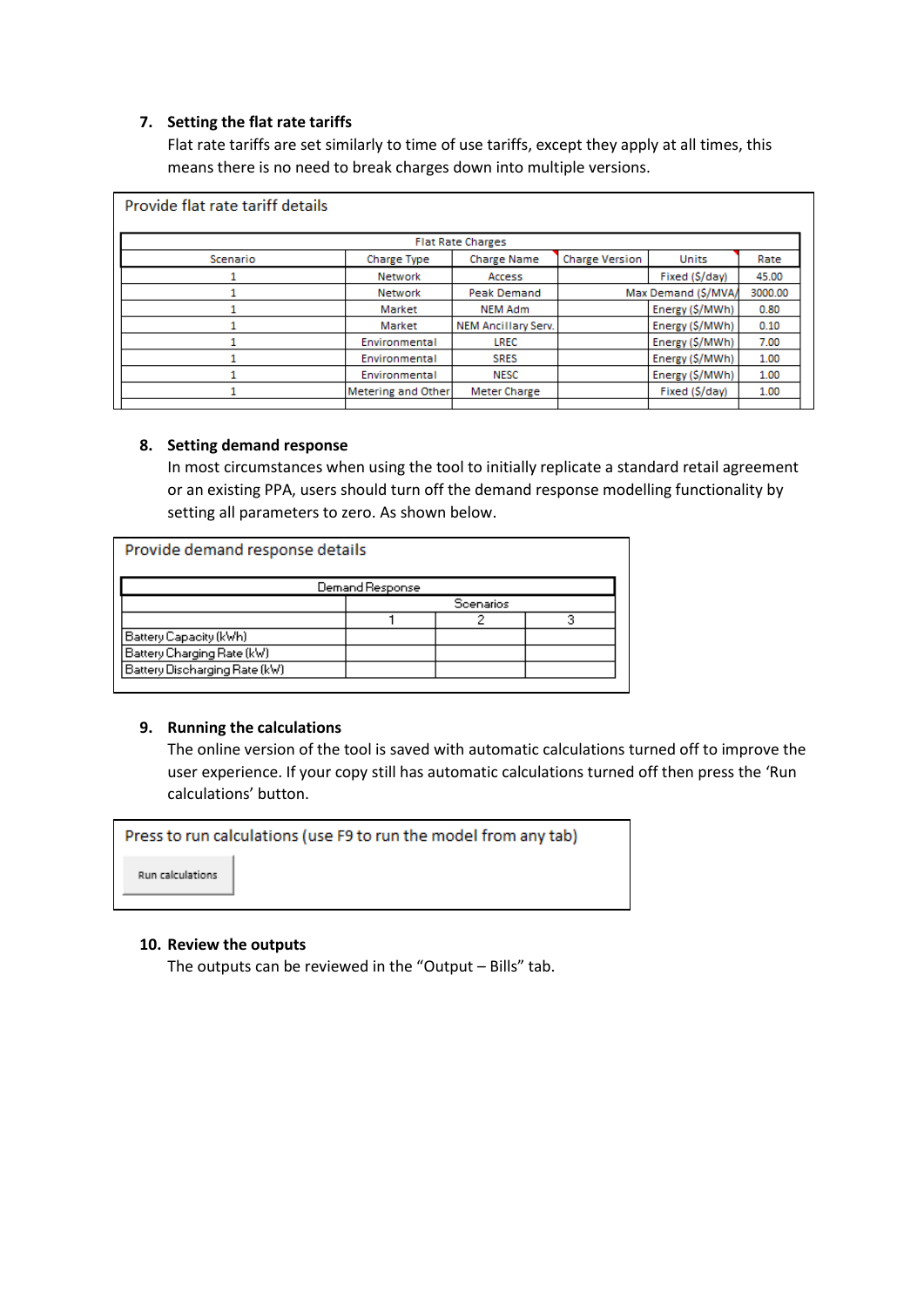7. **Setting the flat rate tariffs**
   Flat rate tariffs are set similarly to time of use tariffs, except they apply at all times, this means there is no need to break charges down into multiple versions.

Provide flat rate tariff details

| Flat Rate Charges | | | | | |
|---|---|---|---|---|---|
| Scenario | Charge Type | Charge Name | Charge Version | Units | Rate |
| 1 | Network | Access | | Fixed ($/day) | 45.00 |
| 1 | Network | Peak Demand | | Max Demand ($/MVA/ | 3000.00 |
| 1 | Market | NEM Adm | | Energy ($/MWh) | 0.80 |
| 1 | Market | NEM Ancillary Serv. | | Energy ($/MWh) | 0.10 |
| 1 | Environmental | LREC | | Energy ($/MWh) | 7.00 |
| 1 | Environmental | SRES | | Energy ($/MWh) | 1.00 |
| 1 | Environmental | NESC | | Energy ($/MWh) | 1.00 |
| 1 | Metering and Other | Meter Charge | | Fixed ($/day) | 1.00 |

8. **Setting demand response**
   In most circumstances when using the tool to initially replicate a standard retail agreement or an existing PPA, users should turn off the demand response modelling functionality by setting all parameters to zero. As shown below.

Provide demand response details

| Demand Response | | | |
|---|---|---|---|
| | Scenarios | | |
| | 1 | 2 | 3 |
| Battery Capacity (kWh) | | | |
| Battery Charging Rate (kW) | | | |
| Battery Discharging Rate (kW) | | | |

9. **Running the calculations**
   The online version of the tool is saved with automatic calculations turned off to improve the user experience. If your copy still has automatic calculations turned off then press the 'Run calculations' button.

Press to run calculations (use F9 to run the model from any tab)

Run calculations

10. **Review the outputs**
    The outputs can be reviewed in the "Output – Bills" tab.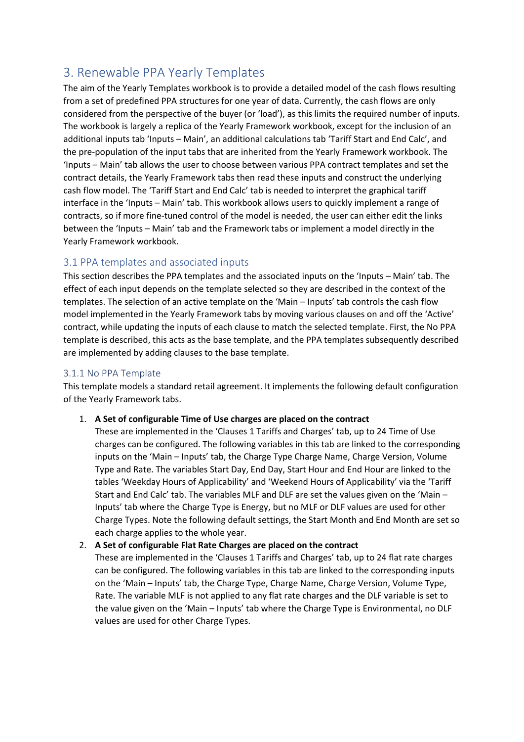# 3. Renewable PPA Yearly Templates

The aim of the Yearly Templates workbook is to provide a detailed model of the cash flows resulting from a set of predefined PPA structures for one year of data. Currently, the cash flows are only considered from the perspective of the buyer (or 'load'), as this limits the required number of inputs. The workbook is largely a replica of the Yearly Framework workbook, except for the inclusion of an additional inputs tab 'Inputs – Main', an additional calculations tab 'Tariff Start and End Calc', and the pre-population of the input tabs that are inherited from the Yearly Framework workbook. The 'Inputs – Main' tab allows the user to choose between various PPA contract templates and set the contract details, the Yearly Framework tabs then read these inputs and construct the underlying cash flow model. The 'Tariff Start and End Calc' tab is needed to interpret the graphical tariff interface in the 'Inputs – Main' tab. This workbook allows users to quickly implement a range of contracts, so if more fine-tuned control of the model is needed, the user can either edit the links between the 'Inputs – Main' tab and the Framework tabs or implement a model directly in the Yearly Framework workbook.

## 3.1 PPA templates and associated inputs

This section describes the PPA templates and the associated inputs on the 'Inputs – Main' tab. The effect of each input depends on the template selected so they are described in the context of the templates. The selection of an active template on the 'Main – Inputs' tab controls the cash flow model implemented in the Yearly Framework tabs by moving various clauses on and off the 'Active' contract, while updating the inputs of each clause to match the selected template. First, the No PPA template is described, this acts as the base template, and the PPA templates subsequently described are implemented by adding clauses to the base template.

### 3.1.1 No PPA Template

This template models a standard retail agreement. It implements the following default configuration of the Yearly Framework tabs.

1. **A Set of configurable Time of Use charges are placed on the contract**
   These are implemented in the 'Clauses 1 Tariffs and Charges' tab, up to 24 Time of Use charges can be configured. The following variables in this tab are linked to the corresponding inputs on the 'Main – Inputs' tab, the Charge Type Charge Name, Charge Version, Volume Type and Rate. The variables Start Day, End Day, Start Hour and End Hour are linked to the tables 'Weekday Hours of Applicability' and 'Weekend Hours of Applicability' via the 'Tariff Start and End Calc' tab. The variables MLF and DLF are set the values given on the 'Main – Inputs' tab where the Charge Type is Energy, but no MLF or DLF values are used for other Charge Types. Note the following default settings, the Start Month and End Month are set so each charge applies to the whole year.
2. **A Set of configurable Flat Rate Charges are placed on the contract**
   These are implemented in the 'Clauses 1 Tariffs and Charges' tab, up to 24 flat rate charges can be configured. The following variables in this tab are linked to the corresponding inputs on the 'Main – Inputs' tab, the Charge Type, Charge Name, Charge Version, Volume Type, Rate. The variable MLF is not applied to any flat rate charges and the DLF variable is set to the value given on the 'Main – Inputs' tab where the Charge Type is Environmental, no DLF values are used for other Charge Types.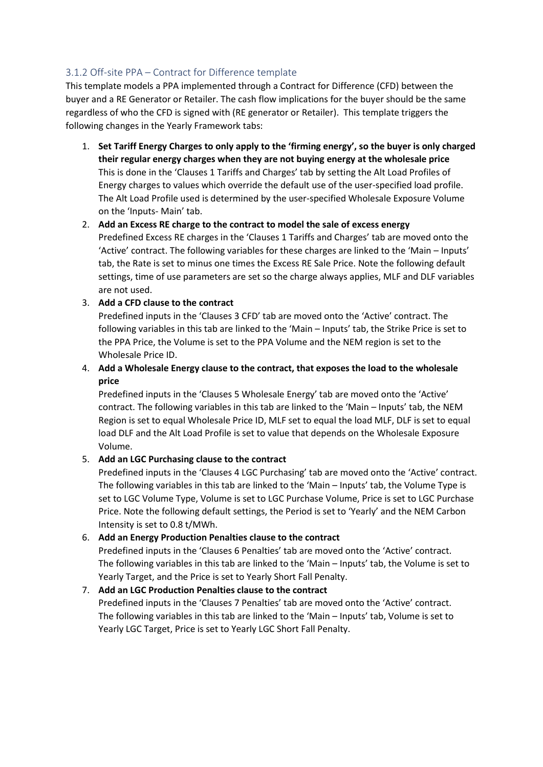### 3.1.2 Off-site PPA – Contract for Difference template

This template models a PPA implemented through a Contract for Difference (CFD) between the buyer and a RE Generator or Retailer. The cash flow implications for the buyer should be the same regardless of who the CFD is signed with (RE generator or Retailer). This template triggers the following changes in the Yearly Framework tabs:

1. **Set Tariff Energy Charges to only apply to the 'firming energy', so the buyer is only charged their regular energy charges when they are not buying energy at the wholesale price**
   This is done in the 'Clauses 1 Tariffs and Charges' tab by setting the Alt Load Profiles of Energy charges to values which override the default use of the user-specified load profile. The Alt Load Profile used is determined by the user-specified Wholesale Exposure Volume on the 'Inputs- Main' tab.
2. **Add an Excess RE charge to the contract to model the sale of excess energy**
   Predefined Excess RE charges in the 'Clauses 1 Tariffs and Charges' tab are moved onto the 'Active' contract. The following variables for these charges are linked to the 'Main – Inputs' tab, the Rate is set to minus one times the Excess RE Sale Price. Note the following default settings, time of use parameters are set so the charge always applies, MLF and DLF variables are not used.
3. **Add a CFD clause to the contract**
   Predefined inputs in the 'Clauses 3 CFD' tab are moved onto the 'Active' contract. The following variables in this tab are linked to the 'Main – Inputs' tab, the Strike Price is set to the PPA Price, the Volume is set to the PPA Volume and the NEM region is set to the Wholesale Price ID.
4. **Add a Wholesale Energy clause to the contract, that exposes the load to the wholesale price**
   Predefined inputs in the 'Clauses 5 Wholesale Energy' tab are moved onto the 'Active' contract. The following variables in this tab are linked to the 'Main – Inputs' tab, the NEM Region is set to equal Wholesale Price ID, MLF set to equal the load MLF, DLF is set to equal load DLF and the Alt Load Profile is set to value that depends on the Wholesale Exposure Volume.
5. **Add an LGC Purchasing clause to the contract**
   Predefined inputs in the 'Clauses 4 LGC Purchasing' tab are moved onto the 'Active' contract. The following variables in this tab are linked to the 'Main – Inputs' tab, the Volume Type is set to LGC Volume Type, Volume is set to LGC Purchase Volume, Price is set to LGC Purchase Price. Note the following default settings, the Period is set to 'Yearly' and the NEM Carbon Intensity is set to 0.8 t/MWh.
6. **Add an Energy Production Penalties clause to the contract**
   Predefined inputs in the 'Clauses 6 Penalties' tab are moved onto the 'Active' contract. The following variables in this tab are linked to the 'Main – Inputs' tab, the Volume is set to Yearly Target, and the Price is set to Yearly Short Fall Penalty.
7. **Add an LGC Production Penalties clause to the contract**
   Predefined inputs in the 'Clauses 7 Penalties' tab are moved onto the 'Active' contract. The following variables in this tab are linked to the 'Main – Inputs' tab, Volume is set to Yearly LGC Target, Price is set to Yearly LGC Short Fall Penalty.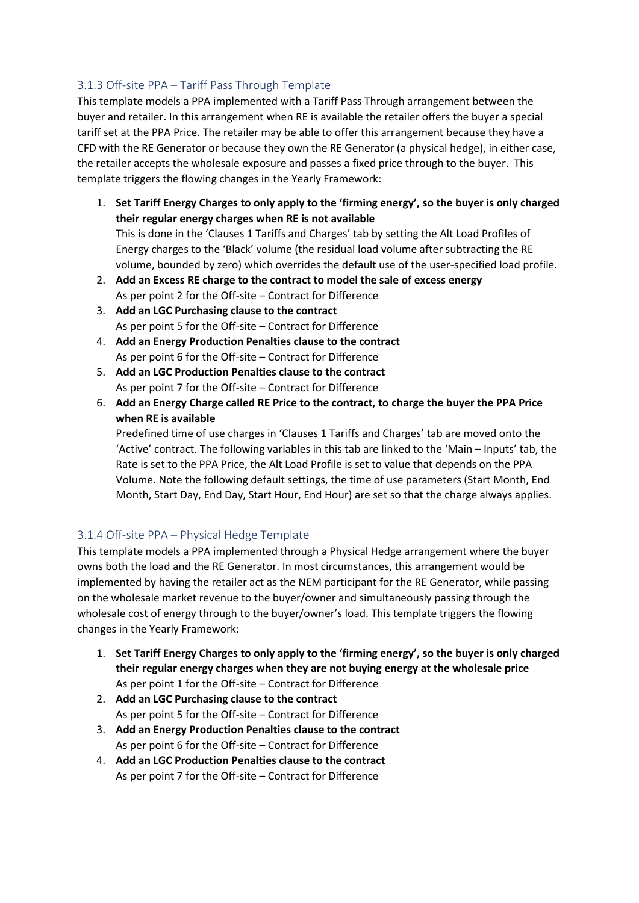### 3.1.3 Off-site PPA – Tariff Pass Through Template

This template models a PPA implemented with a Tariff Pass Through arrangement between the buyer and retailer. In this arrangement when RE is available the retailer offers the buyer a special tariff set at the PPA Price. The retailer may be able to offer this arrangement because they have a CFD with the RE Generator or because they own the RE Generator (a physical hedge), in either case, the retailer accepts the wholesale exposure and passes a fixed price through to the buyer. This template triggers the flowing changes in the Yearly Framework:

1. **Set Tariff Energy Charges to only apply to the 'firming energy', so the buyer is only charged their regular energy charges when RE is not available**
   This is done in the 'Clauses 1 Tariffs and Charges' tab by setting the Alt Load Profiles of Energy charges to the 'Black' volume (the residual load volume after subtracting the RE volume, bounded by zero) which overrides the default use of the user-specified load profile.
2. **Add an Excess RE charge to the contract to model the sale of excess energy**
   As per point 2 for the Off-site – Contract for Difference
3. **Add an LGC Purchasing clause to the contract**
   As per point 5 for the Off-site – Contract for Difference
4. **Add an Energy Production Penalties clause to the contract**
   As per point 6 for the Off-site – Contract for Difference
5. **Add an LGC Production Penalties clause to the contract**
   As per point 7 for the Off-site – Contract for Difference
6. **Add an Energy Charge called RE Price to the contract, to charge the buyer the PPA Price when RE is available**
   Predefined time of use charges in 'Clauses 1 Tariffs and Charges' tab are moved onto the 'Active' contract. The following variables in this tab are linked to the 'Main – Inputs' tab, the Rate is set to the PPA Price, the Alt Load Profile is set to value that depends on the PPA Volume. Note the following default settings, the time of use parameters (Start Month, End Month, Start Day, End Day, Start Hour, End Hour) are set so that the charge always applies.

### 3.1.4 Off-site PPA – Physical Hedge Template

This template models a PPA implemented through a Physical Hedge arrangement where the buyer owns both the load and the RE Generator. In most circumstances, this arrangement would be implemented by having the retailer act as the NEM participant for the RE Generator, while passing on the wholesale market revenue to the buyer/owner and simultaneously passing through the wholesale cost of energy through to the buyer/owner's load. This template triggers the flowing changes in the Yearly Framework:

1. **Set Tariff Energy Charges to only apply to the 'firming energy', so the buyer is only charged their regular energy charges when they are not buying energy at the wholesale price**
   As per point 1 for the Off-site – Contract for Difference
2. **Add an LGC Purchasing clause to the contract**
   As per point 5 for the Off-site – Contract for Difference
3. **Add an Energy Production Penalties clause to the contract**
   As per point 6 for the Off-site – Contract for Difference
4. **Add an LGC Production Penalties clause to the contract**
   As per point 7 for the Off-site – Contract for Difference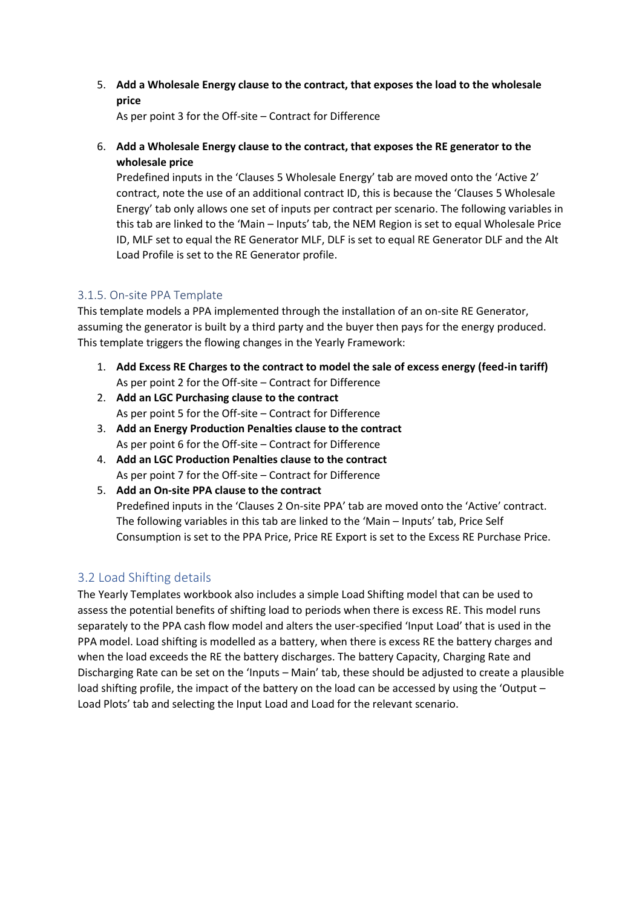5. **Add a Wholesale Energy clause to the contract, that exposes the load to the wholesale price**
   As per point 3 for the Off-site – Contract for Difference

6. **Add a Wholesale Energy clause to the contract, that exposes the RE generator to the wholesale price**
   Predefined inputs in the 'Clauses 5 Wholesale Energy' tab are moved onto the 'Active 2' contract, note the use of an additional contract ID, this is because the 'Clauses 5 Wholesale Energy' tab only allows one set of inputs per contract per scenario. The following variables in this tab are linked to the 'Main – Inputs' tab, the NEM Region is set to equal Wholesale Price ID, MLF set to equal the RE Generator MLF, DLF is set to equal RE Generator DLF and the Alt Load Profile is set to the RE Generator profile.

### 3.1.5. On-site PPA Template

This template models a PPA implemented through the installation of an on-site RE Generator, assuming the generator is built by a third party and the buyer then pays for the energy produced. This template triggers the flowing changes in the Yearly Framework:

1. **Add Excess RE Charges to the contract to model the sale of excess energy (feed-in tariff)**
   As per point 2 for the Off-site – Contract for Difference
2. **Add an LGC Purchasing clause to the contract**
   As per point 5 for the Off-site – Contract for Difference
3. **Add an Energy Production Penalties clause to the contract**
   As per point 6 for the Off-site – Contract for Difference
4. **Add an LGC Production Penalties clause to the contract**
   As per point 7 for the Off-site – Contract for Difference
5. **Add an On-site PPA clause to the contract**
   Predefined inputs in the 'Clauses 2 On-site PPA' tab are moved onto the 'Active' contract. The following variables in this tab are linked to the 'Main – Inputs' tab, Price Self Consumption is set to the PPA Price, Price RE Export is set to the Excess RE Purchase Price.

## 3.2 Load Shifting details

The Yearly Templates workbook also includes a simple Load Shifting model that can be used to assess the potential benefits of shifting load to periods when there is excess RE. This model runs separately to the PPA cash flow model and alters the user-specified 'Input Load' that is used in the PPA model. Load shifting is modelled as a battery, when there is excess RE the battery charges and when the load exceeds the RE the battery discharges. The battery Capacity, Charging Rate and Discharging Rate can be set on the 'Inputs – Main' tab, these should be adjusted to create a plausible load shifting profile, the impact of the battery on the load can be accessed by using the 'Output – Load Plots' tab and selecting the Input Load and Load for the relevant scenario.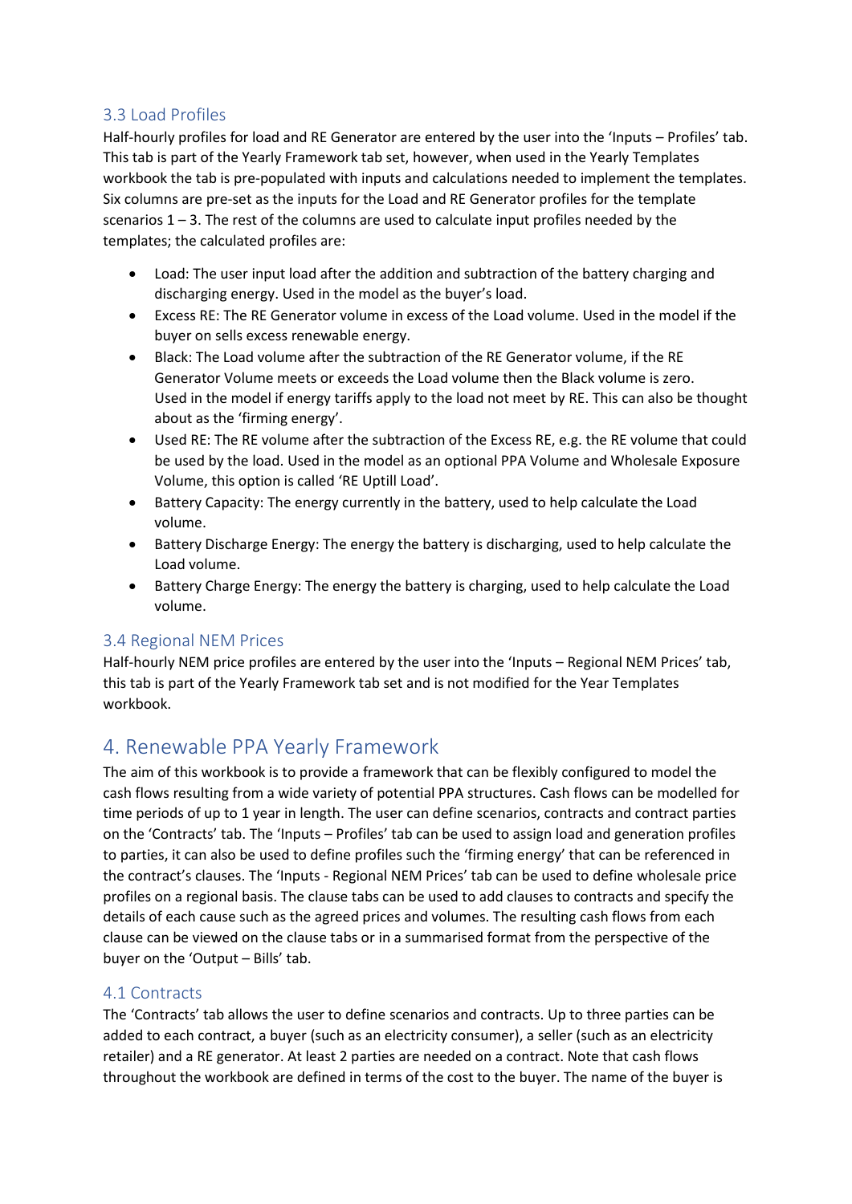### 3.3 Load Profiles

Half-hourly profiles for load and RE Generator are entered by the user into the 'Inputs – Profiles' tab. This tab is part of the Yearly Framework tab set, however, when used in the Yearly Templates workbook the tab is pre-populated with inputs and calculations needed to implement the templates. Six columns are pre-set as the inputs for the Load and RE Generator profiles for the template scenarios 1 – 3. The rest of the columns are used to calculate input profiles needed by the templates; the calculated profiles are:

- Load: The user input load after the addition and subtraction of the battery charging and discharging energy. Used in the model as the buyer's load.
- Excess RE: The RE Generator volume in excess of the Load volume. Used in the model if the buyer on sells excess renewable energy.
- Black: The Load volume after the subtraction of the RE Generator volume, if the RE Generator Volume meets or exceeds the Load volume then the Black volume is zero. Used in the model if energy tariffs apply to the load not meet by RE. This can also be thought about as the 'firming energy'.
- Used RE: The RE volume after the subtraction of the Excess RE, e.g. the RE volume that could be used by the load. Used in the model as an optional PPA Volume and Wholesale Exposure Volume, this option is called 'RE Uptill Load'.
- Battery Capacity: The energy currently in the battery, used to help calculate the Load volume.
- Battery Discharge Energy: The energy the battery is discharging, used to help calculate the Load volume.
- Battery Charge Energy: The energy the battery is charging, used to help calculate the Load volume.

### 3.4 Regional NEM Prices

Half-hourly NEM price profiles are entered by the user into the 'Inputs – Regional NEM Prices' tab, this tab is part of the Yearly Framework tab set and is not modified for the Year Templates workbook.

## 4. Renewable PPA Yearly Framework

The aim of this workbook is to provide a framework that can be flexibly configured to model the cash flows resulting from a wide variety of potential PPA structures. Cash flows can be modelled for time periods of up to 1 year in length. The user can define scenarios, contracts and contract parties on the 'Contracts' tab. The 'Inputs – Profiles' tab can be used to assign load and generation profiles to parties, it can also be used to define profiles such the 'firming energy' that can be referenced in the contract's clauses. The 'Inputs - Regional NEM Prices' tab can be used to define wholesale price profiles on a regional basis. The clause tabs can be used to add clauses to contracts and specify the details of each cause such as the agreed prices and volumes. The resulting cash flows from each clause can be viewed on the clause tabs or in a summarised format from the perspective of the buyer on the 'Output – Bills' tab.

### 4.1 Contracts

The 'Contracts' tab allows the user to define scenarios and contracts. Up to three parties can be added to each contract, a buyer (such as an electricity consumer), a seller (such as an electricity retailer) and a RE generator. At least 2 parties are needed on a contract. Note that cash flows throughout the workbook are defined in terms of the cost to the buyer. The name of the buyer is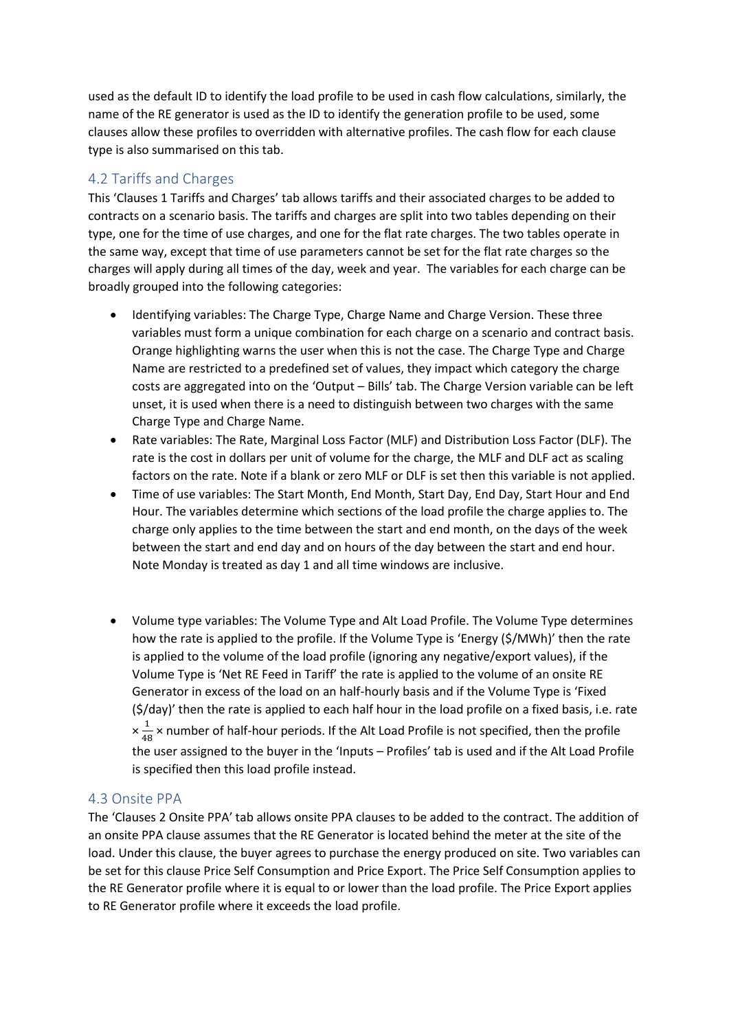used as the default ID to identify the load profile to be used in cash flow calculations, similarly, the name of the RE generator is used as the ID to identify the generation profile to be used, some clauses allow these profiles to overridden with alternative profiles. The cash flow for each clause type is also summarised on this tab.

## 4.2 Tariffs and Charges

This 'Clauses 1 Tariffs and Charges' tab allows tariffs and their associated charges to be added to contracts on a scenario basis. The tariffs and charges are split into two tables depending on their type, one for the time of use charges, and one for the flat rate charges. The two tables operate in the same way, except that time of use parameters cannot be set for the flat rate charges so the charges will apply during all times of the day, week and year. The variables for each charge can be broadly grouped into the following categories:

- Identifying variables: The Charge Type, Charge Name and Charge Version. These three variables must form a unique combination for each charge on a scenario and contract basis. Orange highlighting warns the user when this is not the case. The Charge Type and Charge Name are restricted to a predefined set of values, they impact which category the charge costs are aggregated into on the 'Output – Bills' tab. The Charge Version variable can be left unset, it is used when there is a need to distinguish between two charges with the same Charge Type and Charge Name.
- Rate variables: The Rate, Marginal Loss Factor (MLF) and Distribution Loss Factor (DLF). The rate is the cost in dollars per unit of volume for the charge, the MLF and DLF act as scaling factors on the rate. Note if a blank or zero MLF or DLF is set then this variable is not applied.
- Time of use variables: The Start Month, End Month, Start Day, End Day, Start Hour and End Hour. The variables determine which sections of the load profile the charge applies to. The charge only applies to the time between the start and end month, on the days of the week between the start and end day and on hours of the day between the start and end hour. Note Monday is treated as day 1 and all time windows are inclusive.
- Volume type variables: The Volume Type and Alt Load Profile. The Volume Type determines how the rate is applied to the profile. If the Volume Type is 'Energy ($/MWh)' then the rate is applied to the volume of the load profile (ignoring any negative/export values), if the Volume Type is 'Net RE Feed in Tariff' the rate is applied to the volume of an onsite RE Generator in excess of the load on an half-hourly basis and if the Volume Type is 'Fixed ($/day)' then the rate is applied to each half hour in the load profile on a fixed basis, i.e. rate $\times \frac{1}{48} \times$ number of half-hour periods. If the Alt Load Profile is not specified, then the profile the user assigned to the buyer in the 'Inputs – Profiles' tab is used and if the Alt Load Profile is specified then this load profile instead.

## 4.3 Onsite PPA

The 'Clauses 2 Onsite PPA' tab allows onsite PPA clauses to be added to the contract. The addition of an onsite PPA clause assumes that the RE Generator is located behind the meter at the site of the load. Under this clause, the buyer agrees to purchase the energy produced on site. Two variables can be set for this clause Price Self Consumption and Price Export. The Price Self Consumption applies to the RE Generator profile where it is equal to or lower than the load profile. The Price Export applies to RE Generator profile where it exceeds the load profile.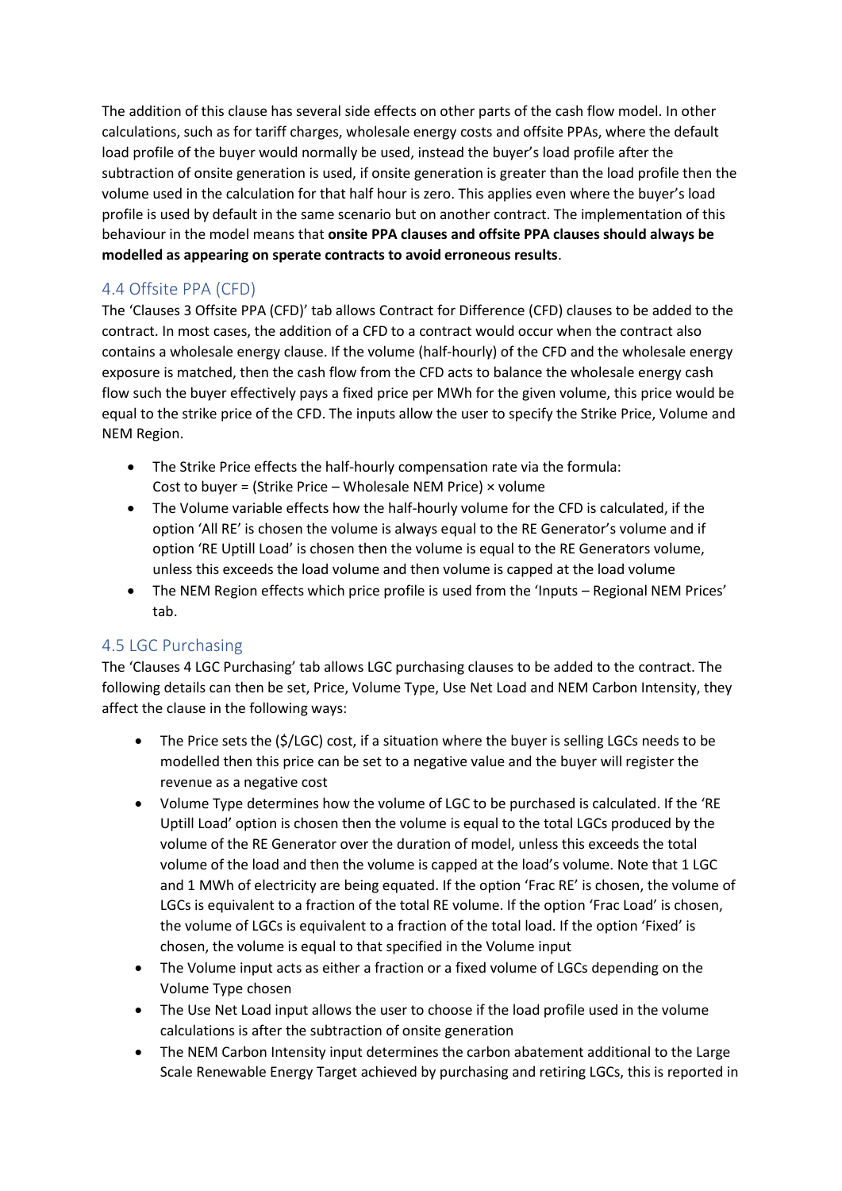The addition of this clause has several side effects on other parts of the cash flow model. In other calculations, such as for tariff charges, wholesale energy costs and offsite PPAs, where the default load profile of the buyer would normally be used, instead the buyer's load profile after the subtraction of onsite generation is used, if onsite generation is greater than the load profile then the volume used in the calculation for that half hour is zero. This applies even where the buyer's load profile is used by default in the same scenario but on another contract. The implementation of this behaviour in the model means that **onsite PPA clauses and offsite PPA clauses should always be modelled as appearing on sperate contracts to avoid erroneous results**.

## 4.4 Offsite PPA (CFD)

The 'Clauses 3 Offsite PPA (CFD)' tab allows Contract for Difference (CFD) clauses to be added to the contract. In most cases, the addition of a CFD to a contract would occur when the contract also contains a wholesale energy clause. If the volume (half-hourly) of the CFD and the wholesale energy exposure is matched, then the cash flow from the CFD acts to balance the wholesale energy cash flow such the buyer effectively pays a fixed price per MWh for the given volume, this price would be equal to the strike price of the CFD. The inputs allow the user to specify the Strike Price, Volume and NEM Region.

- The Strike Price effects the half-hourly compensation rate via the formula:
  Cost to buyer = (Strike Price – Wholesale NEM Price) × volume
- The Volume variable effects how the half-hourly volume for the CFD is calculated, if the option 'All RE' is chosen the volume is always equal to the RE Generator's volume and if option 'RE Uptill Load' is chosen then the volume is equal to the RE Generators volume, unless this exceeds the load volume and then volume is capped at the load volume
- The NEM Region effects which price profile is used from the 'Inputs – Regional NEM Prices' tab.

## 4.5 LGC Purchasing

The 'Clauses 4 LGC Purchasing' tab allows LGC purchasing clauses to be added to the contract. The following details can then be set, Price, Volume Type, Use Net Load and NEM Carbon Intensity, they affect the clause in the following ways:

- The Price sets the ($/LGC) cost, if a situation where the buyer is selling LGCs needs to be modelled then this price can be set to a negative value and the buyer will register the revenue as a negative cost
- Volume Type determines how the volume of LGC to be purchased is calculated. If the 'RE Uptill Load' option is chosen then the volume is equal to the total LGCs produced by the volume of the RE Generator over the duration of model, unless this exceeds the total volume of the load and then the volume is capped at the load's volume. Note that 1 LGC and 1 MWh of electricity are being equated. If the option 'Frac RE' is chosen, the volume of LGCs is equivalent to a fraction of the total RE volume. If the option 'Frac Load' is chosen, the volume of LGCs is equivalent to a fraction of the total load. If the option 'Fixed' is chosen, the volume is equal to that specified in the Volume input
- The Volume input acts as either a fraction or a fixed volume of LGCs depending on the Volume Type chosen
- The Use Net Load input allows the user to choose if the load profile used in the volume calculations is after the subtraction of onsite generation
- The NEM Carbon Intensity input determines the carbon abatement additional to the Large Scale Renewable Energy Target achieved by purchasing and retiring LGCs, this is reported in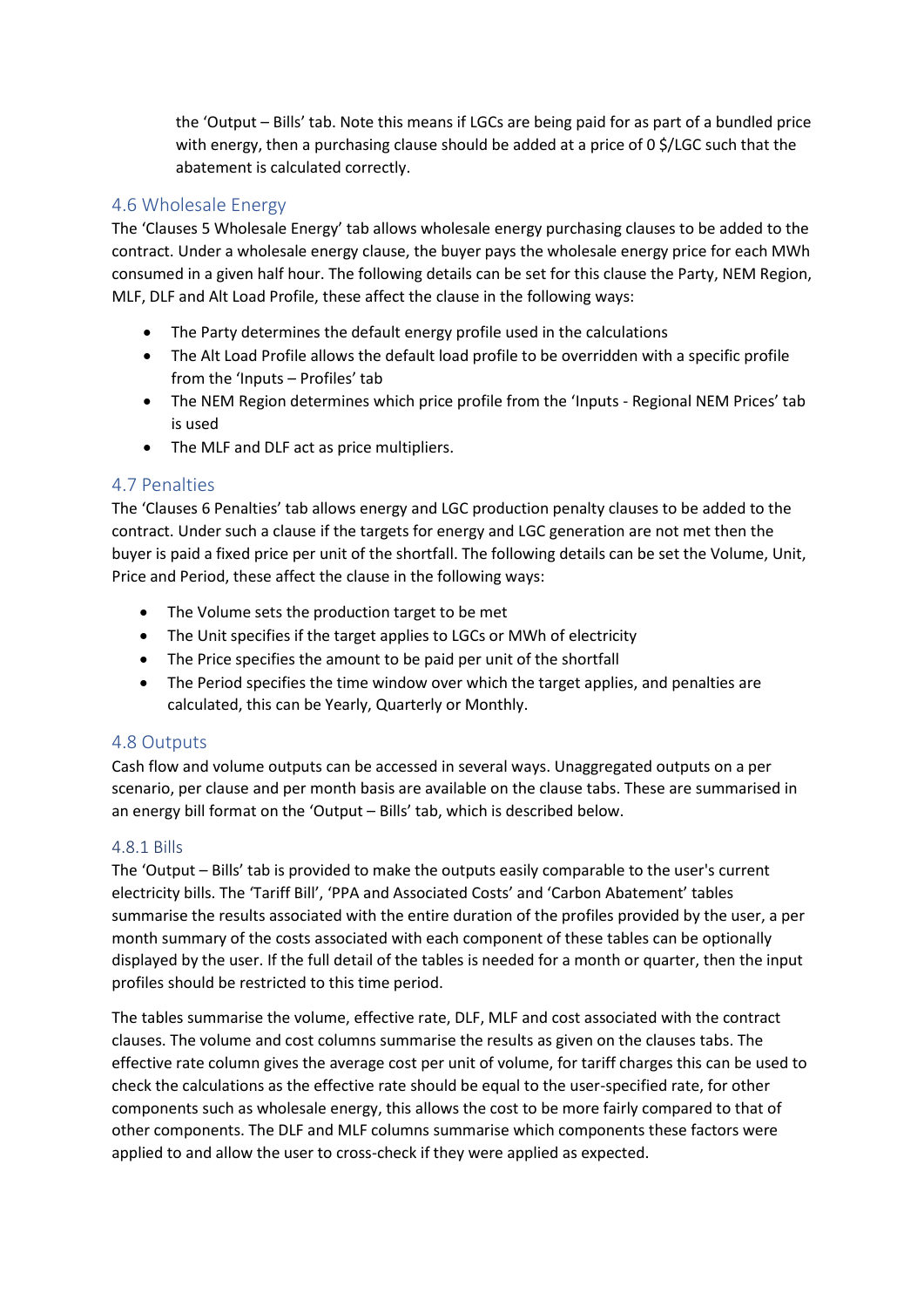the 'Output – Bills' tab. Note this means if LGCs are being paid for as part of a bundled price with energy, then a purchasing clause should be added at a price of 0 $/LGC such that the abatement is calculated correctly.

### 4.6 Wholesale Energy

The 'Clauses 5 Wholesale Energy' tab allows wholesale energy purchasing clauses to be added to the contract. Under a wholesale energy clause, the buyer pays the wholesale energy price for each MWh consumed in a given half hour. The following details can be set for this clause the Party, NEM Region, MLF, DLF and Alt Load Profile, these affect the clause in the following ways:

- The Party determines the default energy profile used in the calculations
- The Alt Load Profile allows the default load profile to be overridden with a specific profile from the 'Inputs – Profiles' tab
- The NEM Region determines which price profile from the 'Inputs - Regional NEM Prices' tab is used
- The MLF and DLF act as price multipliers.

### 4.7 Penalties

The 'Clauses 6 Penalties' tab allows energy and LGC production penalty clauses to be added to the contract. Under such a clause if the targets for energy and LGC generation are not met then the buyer is paid a fixed price per unit of the shortfall. The following details can be set the Volume, Unit, Price and Period, these affect the clause in the following ways:

- The Volume sets the production target to be met
- The Unit specifies if the target applies to LGCs or MWh of electricity
- The Price specifies the amount to be paid per unit of the shortfall
- The Period specifies the time window over which the target applies, and penalties are calculated, this can be Yearly, Quarterly or Monthly.

### 4.8 Outputs

Cash flow and volume outputs can be accessed in several ways. Unaggregated outputs on a per scenario, per clause and per month basis are available on the clause tabs. These are summarised in an energy bill format on the 'Output – Bills' tab, which is described below.

#### 4.8.1 Bills

The 'Output – Bills' tab is provided to make the outputs easily comparable to the user's current electricity bills. The 'Tariff Bill', 'PPA and Associated Costs' and 'Carbon Abatement' tables summarise the results associated with the entire duration of the profiles provided by the user, a per month summary of the costs associated with each component of these tables can be optionally displayed by the user. If the full detail of the tables is needed for a month or quarter, then the input profiles should be restricted to this time period.

The tables summarise the volume, effective rate, DLF, MLF and cost associated with the contract clauses. The volume and cost columns summarise the results as given on the clauses tabs. The effective rate column gives the average cost per unit of volume, for tariff charges this can be used to check the calculations as the effective rate should be equal to the user-specified rate, for other components such as wholesale energy, this allows the cost to be more fairly compared to that of other components. The DLF and MLF columns summarise which components these factors were applied to and allow the user to cross-check if they were applied as expected.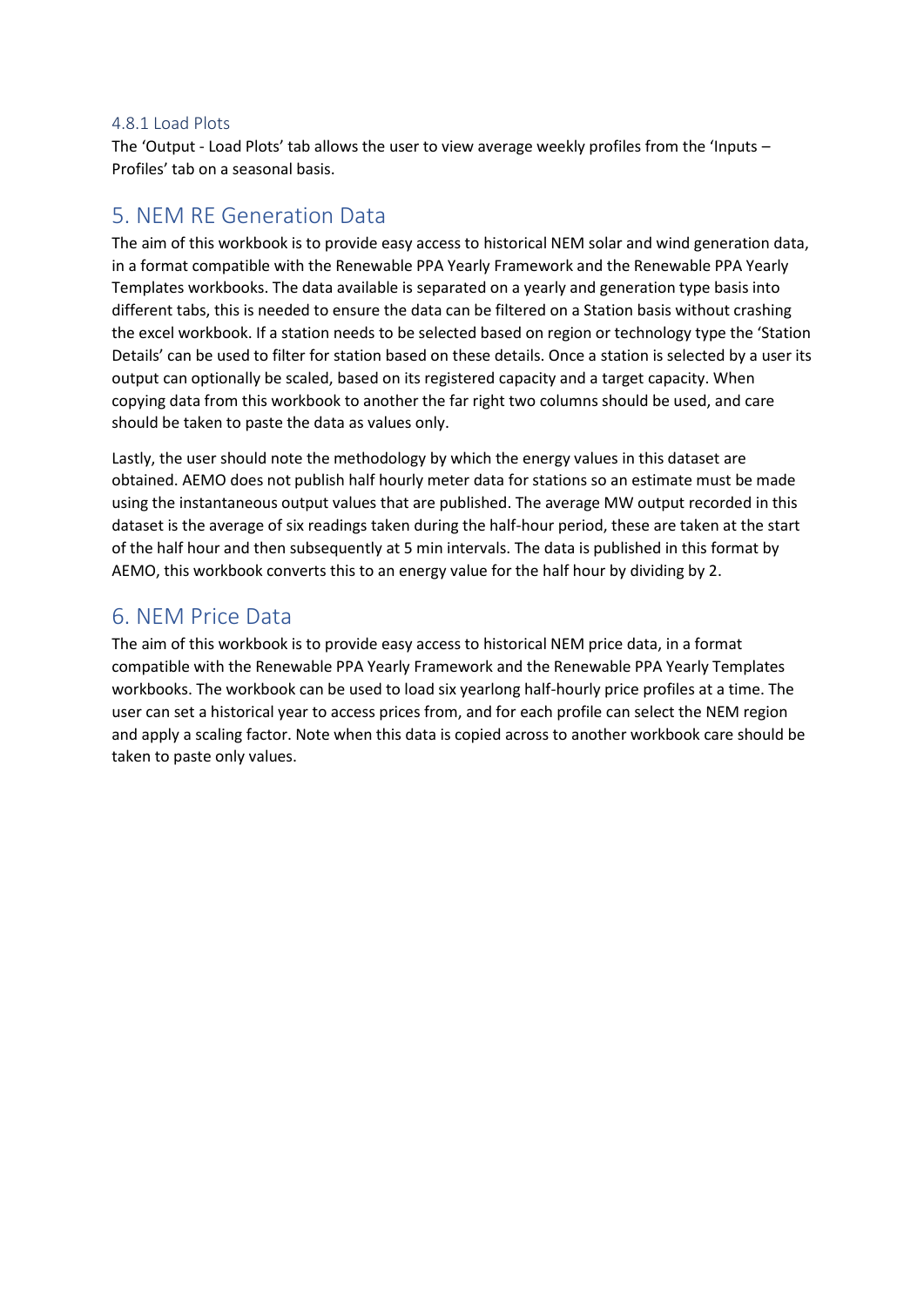#### 4.8.1 Load Plots

The ‘Output - Load Plots’ tab allows the user to view average weekly profiles from the ‘Inputs – Profiles’ tab on a seasonal basis.

## 5. NEM RE Generation Data

The aim of this workbook is to provide easy access to historical NEM solar and wind generation data, in a format compatible with the Renewable PPA Yearly Framework and the Renewable PPA Yearly Templates workbooks. The data available is separated on a yearly and generation type basis into different tabs, this is needed to ensure the data can be filtered on a Station basis without crashing the excel workbook. If a station needs to be selected based on region or technology type the ‘Station Details’ can be used to filter for station based on these details. Once a station is selected by a user its output can optionally be scaled, based on its registered capacity and a target capacity. When copying data from this workbook to another the far right two columns should be used, and care should be taken to paste the data as values only.

Lastly, the user should note the methodology by which the energy values in this dataset are obtained. AEMO does not publish half hourly meter data for stations so an estimate must be made using the instantaneous output values that are published. The average MW output recorded in this dataset is the average of six readings taken during the half-hour period, these are taken at the start of the half hour and then subsequently at 5 min intervals. The data is published in this format by AEMO, this workbook converts this to an energy value for the half hour by dividing by 2.

## 6. NEM Price Data

The aim of this workbook is to provide easy access to historical NEM price data, in a format compatible with the Renewable PPA Yearly Framework and the Renewable PPA Yearly Templates workbooks. The workbook can be used to load six yearlong half-hourly price profiles at a time. The user can set a historical year to access prices from, and for each profile can select the NEM region and apply a scaling factor. Note when this data is copied across to another workbook care should be taken to paste only values.